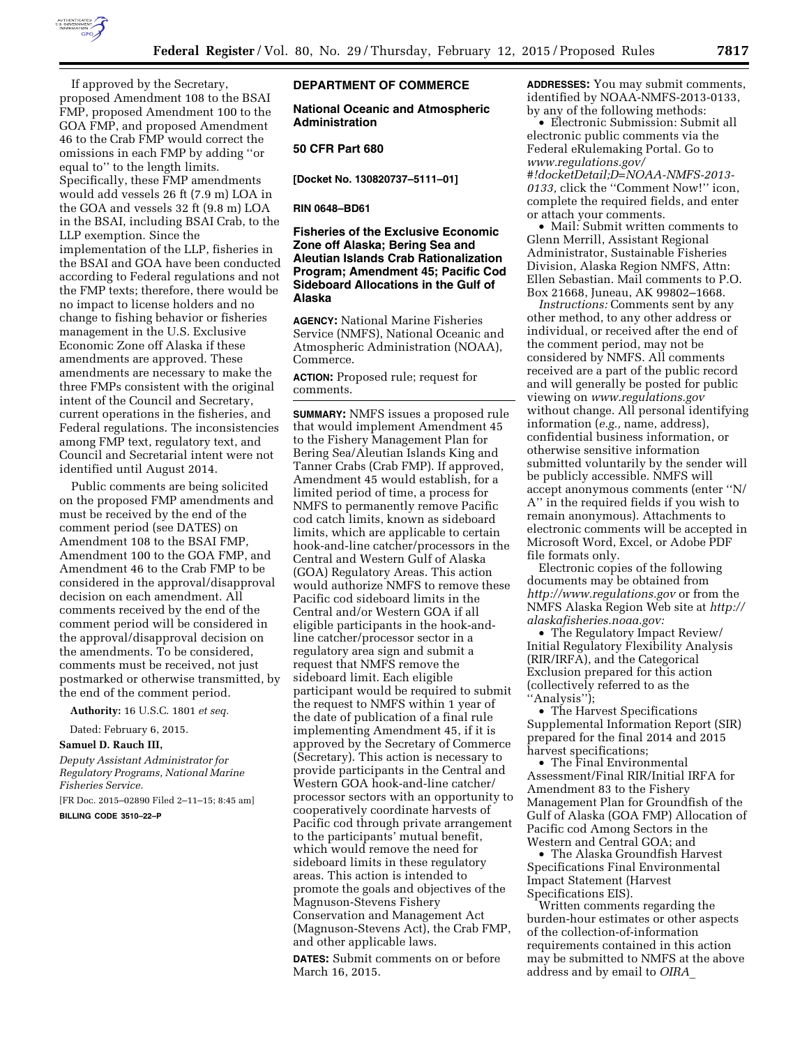If approved by the Secretary, proposed Amendment 108 to the BSAI FMP, proposed Amendment 100 to the GOA FMP, and proposed Amendment 46 to the Crab FMP would correct the omissions in each FMP by adding ''or equal to'' to the length limits. Specifically, these FMP amendments would add vessels 26 ft (7.9 m) LOA in the GOA and vessels 32 ft (9.8 m) LOA in the BSAI, including BSAI Crab, to the LLP exemption. Since the implementation of the LLP, fisheries in the BSAI and GOA have been conducted according to Federal regulations and not the FMP texts; therefore, there would be no impact to license holders and no change to fishing behavior or fisheries management in the U.S. Exclusive Economic Zone off Alaska if these amendments are approved. These amendments are necessary to make the three FMPs consistent with the original intent of the Council and Secretary, current operations in the fisheries, and Federal regulations. The inconsistencies among FMP text, regulatory text, and Council and Secretarial intent were not identified until August 2014.

Public comments are being solicited on the proposed FMP amendments and must be received by the end of the comment period (see DATES) on Amendment 108 to the BSAI FMP, Amendment 100 to the GOA FMP, and Amendment 46 to the Crab FMP to be considered in the approval/disapproval decision on each amendment. All comments received by the end of the comment period will be considered in the approval/disapproval decision on the amendments. To be considered, comments must be received, not just postmarked or otherwise transmitted, by the end of the comment period.

**Authority:** 16 U.S.C. 1801 *et seq.*

Dated: February 6, 2015.

**Samuel D. Rauch III,**

*Deputy Assistant Administrator for Regulatory Programs, National Marine Fisheries Service.*

[FR Doc. 2015–02890 Filed 2–11–15; 8:45 am]

**BILLING CODE 3510–22–P**

## DEPARTMENT OF COMMERCE

### National Oceanic and Atmospheric Administration

### 50 CFR Part 680

**[Docket No. 130820737–5111–01]**

**RIN 0648–BD61**

### Fisheries of the Exclusive Economic Zone off Alaska; Bering Sea and Aleutian Islands Crab Rationalization Program; Amendment 45; Pacific Cod Sideboard Allocations in the Gulf of Alaska

**AGENCY:** National Marine Fisheries Service (NMFS), National Oceanic and Atmospheric Administration (NOAA), Commerce.

**ACTION:** Proposed rule; request for comments.

**SUMMARY:** NMFS issues a proposed rule that would implement Amendment 45 to the Fishery Management Plan for Bering Sea/Aleutian Islands King and Tanner Crabs (Crab FMP). If approved, Amendment 45 would establish, for a limited period of time, a process for NMFS to permanently remove Pacific cod catch limits, known as sideboard limits, which are applicable to certain hook-and-line catcher/processors in the Central and Western Gulf of Alaska (GOA) Regulatory Areas. This action would authorize NMFS to remove these Pacific cod sideboard limits in the Central and/or Western GOA if all eligible participants in the hook-and-line catcher/processor sector in a regulatory area sign and submit a request that NMFS remove the sideboard limit. Each eligible participant would be required to submit the request to NMFS within 1 year of the date of publication of a final rule implementing Amendment 45, if it is approved by the Secretary of Commerce (Secretary). This action is necessary to provide participants in the Central and Western GOA hook-and-line catcher/processor sectors with an opportunity to cooperatively coordinate harvests of Pacific cod through private arrangement to the participants' mutual benefit, which would remove the need for sideboard limits in these regulatory areas. This action is intended to promote the goals and objectives of the Magnuson-Stevens Fishery Conservation and Management Act (Magnuson-Stevens Act), the Crab FMP, and other applicable laws.

**DATES:** Submit comments on or before March 16, 2015.

**ADDRESSES:** You may submit comments, identified by NOAA-NMFS-2013-0133, by any of the following methods:

- Electronic Submission: Submit all electronic public comments via the Federal eRulemaking Portal. Go to *www.regulations.gov/#!docketDetail;D=NOAA-NMFS-2013-0133,* click the ''Comment Now!'' icon, complete the required fields, and enter or attach your comments.
- Mail: Submit written comments to Glenn Merrill, Assistant Regional Administrator, Sustainable Fisheries Division, Alaska Region NMFS, Attn: Ellen Sebastian. Mail comments to P.O. Box 21668, Juneau, AK 99802–1668.

*Instructions:* Comments sent by any other method, to any other address or individual, or received after the end of the comment period, may not be considered by NMFS. All comments received are a part of the public record and will generally be posted for public viewing on *www.regulations.gov* without change. All personal identifying information (*e.g.,* name, address), confidential business information, or otherwise sensitive information submitted voluntarily by the sender will be publicly accessible. NMFS will accept anonymous comments (enter ''N/A'' in the required fields if you wish to remain anonymous). Attachments to electronic comments will be accepted in Microsoft Word, Excel, or Adobe PDF file formats only.

Electronic copies of the following documents may be obtained from *http://www.regulations.gov* or from the NMFS Alaska Region Web site at *http://alaskafisheries.noaa.gov:*

- The Regulatory Impact Review/Initial Regulatory Flexibility Analysis (RIR/IRFA), and the Categorical Exclusion prepared for this action (collectively referred to as the ''Analysis'');
- The Harvest Specifications Supplemental Information Report (SIR) prepared for the final 2014 and 2015 harvest specifications;
- The Final Environmental Assessment/Final RIR/Initial IRFA for Amendment 83 to the Fishery Management Plan for Groundfish of the Gulf of Alaska (GOA FMP) Allocation of Pacific cod Among Sectors in the Western and Central GOA; and
- The Alaska Groundfish Harvest Specifications Final Environmental Impact Statement (Harvest Specifications EIS).

Written comments regarding the burden-hour estimates or other aspects of the collection-of-information requirements contained in this action may be submitted to NMFS at the above address and by email to *OIRA_*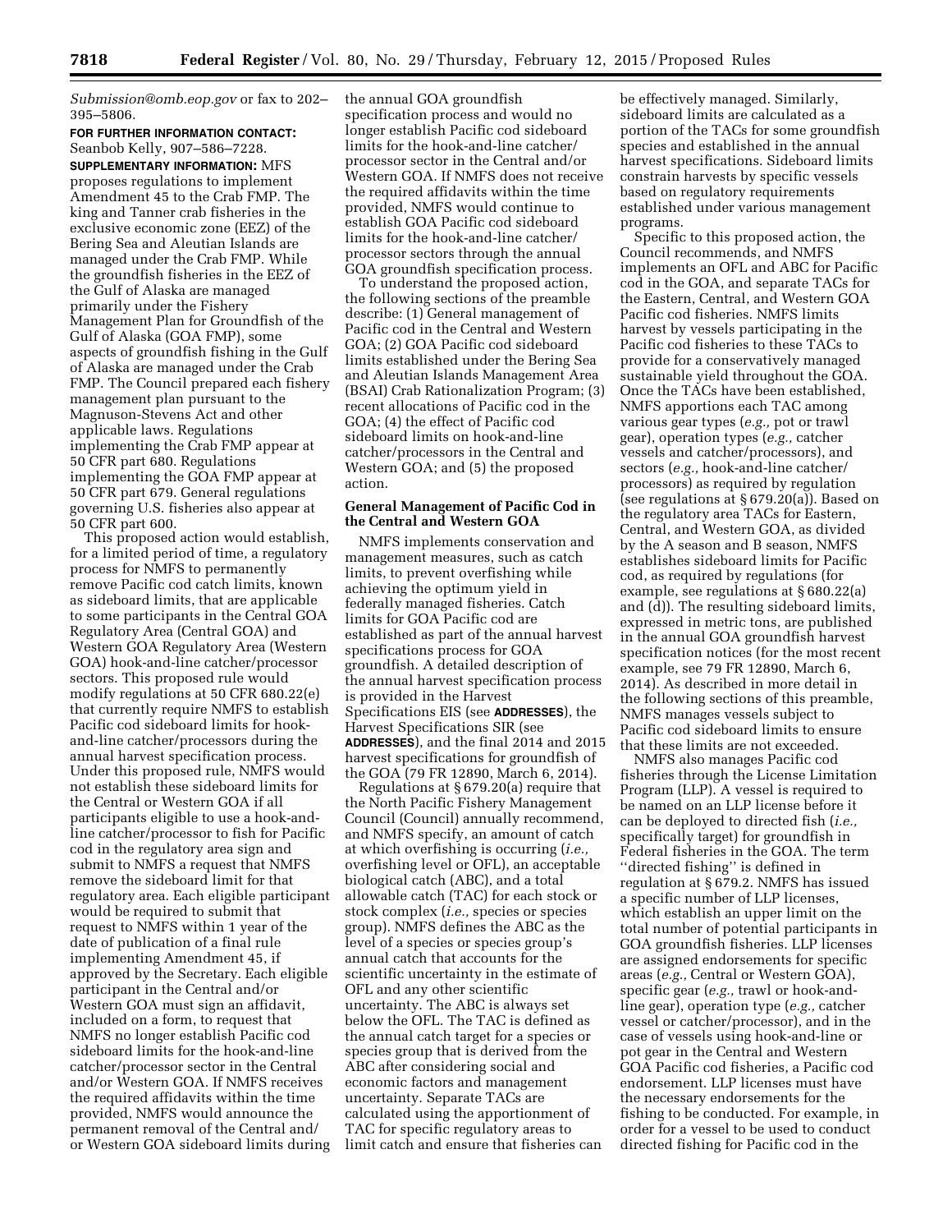*Submission@omb.eop.gov* or fax to 202–395–5806.

**FOR FURTHER INFORMATION CONTACT:** Seanbob Kelly, 907–586–7228.

**SUPPLEMENTARY INFORMATION:** MFS proposes regulations to implement Amendment 45 to the Crab FMP. The king and Tanner crab fisheries in the exclusive economic zone (EEZ) of the Bering Sea and Aleutian Islands are managed under the Crab FMP. While the groundfish fisheries in the EEZ of the Gulf of Alaska are managed primarily under the Fishery Management Plan for Groundfish of the Gulf of Alaska (GOA FMP), some aspects of groundfish fishing in the Gulf of Alaska are managed under the Crab FMP. The Council prepared each fishery management plan pursuant to the Magnuson-Stevens Act and other applicable laws. Regulations implementing the Crab FMP appear at 50 CFR part 680. Regulations implementing the GOA FMP appear at 50 CFR part 679. General regulations governing U.S. fisheries also appear at 50 CFR part 600.

This proposed action would establish, for a limited period of time, a regulatory process for NMFS to permanently remove Pacific cod catch limits, known as sideboard limits, that are applicable to some participants in the Central GOA Regulatory Area (Central GOA) and Western GOA Regulatory Area (Western GOA) hook-and-line catcher/processor sectors. This proposed rule would modify regulations at 50 CFR 680.22(e) that currently require NMFS to establish Pacific cod sideboard limits for hook-and-line catcher/processors during the annual harvest specification process. Under this proposed rule, NMFS would not establish these sideboard limits for the Central or Western GOA if all participants eligible to use a hook-and-line catcher/processor to fish for Pacific cod in the regulatory area sign and submit to NMFS a request that NMFS remove the sideboard limit for that regulatory area. Each eligible participant would be required to submit that request to NMFS within 1 year of the date of publication of a final rule implementing Amendment 45, if approved by the Secretary. Each eligible participant in the Central and/or Western GOA must sign an affidavit, included on a form, to request that NMFS no longer establish Pacific cod sideboard limits for the hook-and-line catcher/processor sector in the Central and/or Western GOA. If NMFS receives the required affidavits within the time provided, NMFS would announce the permanent removal of the Central and/or Western GOA sideboard limits during the annual GOA groundfish specification process and would no longer establish Pacific cod sideboard limits for the hook-and-line catcher/processor sector in the Central and/or Western GOA. If NMFS does not receive the required affidavits within the time provided, NMFS would continue to establish GOA Pacific cod sideboard limits for the hook-and-line catcher/processor sectors through the annual GOA groundfish specification process.

To understand the proposed action, the following sections of the preamble describe: (1) General management of Pacific cod in the Central and Western GOA; (2) GOA Pacific cod sideboard limits established under the Bering Sea and Aleutian Islands Management Area (BSAI) Crab Rationalization Program; (3) recent allocations of Pacific cod in the GOA; (4) the effect of Pacific cod sideboard limits on hook-and-line catcher/processors in the Central and Western GOA; and (5) the proposed action.

## General Management of Pacific Cod in the Central and Western GOA

NMFS implements conservation and management measures, such as catch limits, to prevent overfishing while achieving the optimum yield in federally managed fisheries. Catch limits for GOA Pacific cod are established as part of the annual harvest specifications process for GOA groundfish. A detailed description of the annual harvest specification process is provided in the Harvest Specifications EIS (see **ADDRESSES**), the Harvest Specifications SIR (see **ADDRESSES**), and the final 2014 and 2015 harvest specifications for groundfish of the GOA (79 FR 12890, March 6, 2014).

Regulations at § 679.20(a) require that the North Pacific Fishery Management Council (Council) annually recommend, and NMFS specify, an amount of catch at which overfishing is occurring (*i.e.,* overfishing level or OFL), an acceptable biological catch (ABC), and a total allowable catch (TAC) for each stock or stock complex (*i.e.,* species or species group). NMFS defines the ABC as the level of a species or species group's annual catch that accounts for the scientific uncertainty in the estimate of OFL and any other scientific uncertainty. The ABC is always set below the OFL. The TAC is defined as the annual catch target for a species or species group that is derived from the ABC after considering social and economic factors and management uncertainty. Separate TACs are calculated using the apportionment of TAC for specific regulatory areas to limit catch and ensure that fisheries can be effectively managed. Similarly, sideboard limits are calculated as a portion of the TACs for some groundfish species and established in the annual harvest specifications. Sideboard limits constrain harvests by specific vessels based on regulatory requirements established under various management programs.

Specific to this proposed action, the Council recommends, and NMFS implements an OFL and ABC for Pacific cod in the GOA, and separate TACs for the Eastern, Central, and Western GOA Pacific cod fisheries. NMFS limits harvest by vessels participating in the Pacific cod fisheries to these TACs to provide for a conservatively managed sustainable yield throughout the GOA. Once the TACs have been established, NMFS apportions each TAC among various gear types (*e.g.,* pot or trawl gear), operation types (*e.g.,* catcher vessels and catcher/processors), and sectors (*e.g.,* hook-and-line catcher/processors) as required by regulation (see regulations at § 679.20(a)). Based on the regulatory area TACs for Eastern, Central, and Western GOA, as divided by the A season and B season, NMFS establishes sideboard limits for Pacific cod, as required by regulations (for example, see regulations at § 680.22(a) and (d)). The resulting sideboard limits, expressed in metric tons, are published in the annual GOA groundfish harvest specification notices (for the most recent example, see 79 FR 12890, March 6, 2014). As described in more detail in the following sections of this preamble, NMFS manages vessels subject to Pacific cod sideboard limits to ensure that these limits are not exceeded.

NMFS also manages Pacific cod fisheries through the License Limitation Program (LLP). A vessel is required to be named on an LLP license before it can be deployed to directed fish (*i.e.,* specifically target) for groundfish in Federal fisheries in the GOA. The term "directed fishing" is defined in regulation at § 679.2. NMFS has issued a specific number of LLP licenses, which establish an upper limit on the total number of potential participants in GOA groundfish fisheries. LLP licenses are assigned endorsements for specific areas (*e.g.,* Central or Western GOA), specific gear (*e.g.,* trawl or hook-and-line gear), operation type (*e.g.,* catcher vessel or catcher/processor), and in the case of vessels using hook-and-line or pot gear in the Central and Western GOA Pacific cod fisheries, a Pacific cod endorsement. LLP licenses must have the necessary endorsements for the fishing to be conducted. For example, in order for a vessel to be used to conduct directed fishing for Pacific cod in the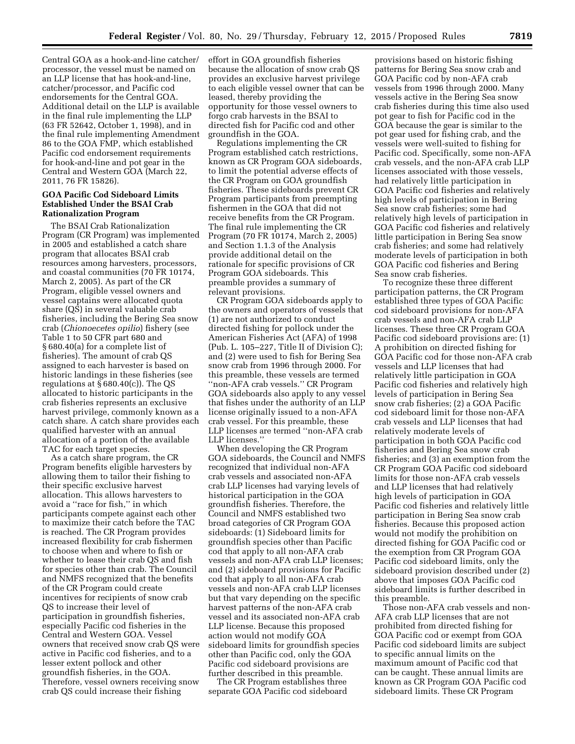Central GOA as a hook-and-line catcher/processor, the vessel must be named on an LLP license that has hook-and-line, catcher/processor, and Pacific cod endorsements for the Central GOA. Additional detail on the LLP is available in the final rule implementing the LLP (63 FR 52642, October 1, 1998), and in the final rule implementing Amendment 86 to the GOA FMP, which established Pacific cod endorsement requirements for hook-and-line and pot gear in the Central and Western GOA (March 22, 2011, 76 FR 15826).

## GOA Pacific Cod Sideboard Limits Established Under the BSAI Crab Rationalization Program

The BSAI Crab Rationalization Program (CR Program) was implemented in 2005 and established a catch share program that allocates BSAI crab resources among harvesters, processors, and coastal communities (70 FR 10174, March 2, 2005). As part of the CR Program, eligible vessel owners and vessel captains were allocated quota share (QS) in several valuable crab fisheries, including the Bering Sea snow crab (*Chionoecetes opilio*) fishery (see Table 1 to 50 CFR part 680 and § 680.40(a) for a complete list of fisheries). The amount of crab QS assigned to each harvester is based on historic landings in these fisheries (see regulations at § 680.40(c)). The QS allocated to historic participants in the crab fisheries represents an exclusive harvest privilege, commonly known as a catch share. A catch share provides each qualified harvester with an annual allocation of a portion of the available TAC for each target species.

As a catch share program, the CR Program benefits eligible harvesters by allowing them to tailor their fishing to their specific exclusive harvest allocation. This allows harvesters to avoid a ''race for fish,'' in which participants compete against each other to maximize their catch before the TAC is reached. The CR Program provides increased flexibility for crab fishermen to choose when and where to fish or whether to lease their crab QS and fish for species other than crab. The Council and NMFS recognized that the benefits of the CR Program could create incentives for recipients of snow crab QS to increase their level of participation in groundfish fisheries, especially Pacific cod fisheries in the Central and Western GOA. Vessel owners that received snow crab QS were active in Pacific cod fisheries, and to a lesser extent pollock and other groundfish fisheries, in the GOA. Therefore, vessel owners receiving snow crab QS could increase their fishing effort in GOA groundfish fisheries because the allocation of snow crab QS provides an exclusive harvest privilege to each eligible vessel owner that can be leased, thereby providing the opportunity for those vessel owners to forgo crab harvests in the BSAI to directed fish for Pacific cod and other groundfish in the GOA.

Regulations implementing the CR Program established catch restrictions, known as CR Program GOA sideboards, to limit the potential adverse effects of the CR Program on GOA groundfish fisheries. These sideboards prevent CR Program participants from preempting fishermen in the GOA that did not receive benefits from the CR Program. The final rule implementing the CR Program (70 FR 10174, March 2, 2005) and Section 1.1.3 of the Analysis provide additional detail on the rationale for specific provisions of CR Program GOA sideboards. This preamble provides a summary of relevant provisions.

CR Program GOA sideboards apply to the owners and operators of vessels that (1) are not authorized to conduct directed fishing for pollock under the American Fisheries Act (AFA) of 1998 (Pub. L. 105–227, Title II of Division C); and (2) were used to fish for Bering Sea snow crab from 1996 through 2000. For this preamble, these vessels are termed ''non-AFA crab vessels.'' CR Program GOA sideboards also apply to any vessel that fishes under the authority of an LLP license originally issued to a non-AFA crab vessel. For this preamble, these LLP licenses are termed ''non-AFA crab LLP licenses.''

When developing the CR Program GOA sideboards, the Council and NMFS recognized that individual non-AFA crab vessels and associated non-AFA crab LLP licenses had varying levels of historical participation in the GOA groundfish fisheries. Therefore, the Council and NMFS established two broad categories of CR Program GOA sideboards: (1) Sideboard limits for groundfish species other than Pacific cod that apply to all non-AFA crab vessels and non-AFA crab LLP licenses; and (2) sideboard provisions for Pacific cod that apply to all non-AFA crab vessels and non-AFA crab LLP licenses but that vary depending on the specific harvest patterns of the non-AFA crab vessel and its associated non-AFA crab LLP license. Because this proposed action would not modify GOA sideboard limits for groundfish species other than Pacific cod, only the GOA Pacific cod sideboard provisions are further described in this preamble.

The CR Program establishes three separate GOA Pacific cod sideboard provisions based on historic fishing patterns for Bering Sea snow crab and GOA Pacific cod by non-AFA crab vessels from 1996 through 2000. Many vessels active in the Bering Sea snow crab fisheries during this time also used pot gear to fish for Pacific cod in the GOA because the gear is similar to the pot gear used for fishing crab, and the vessels were well-suited to fishing for Pacific cod. Specifically, some non-AFA crab vessels, and the non-AFA crab LLP licenses associated with those vessels, had relatively little participation in GOA Pacific cod fisheries and relatively high levels of participation in Bering Sea snow crab fisheries; some had relatively high levels of participation in GOA Pacific cod fisheries and relatively little participation in Bering Sea snow crab fisheries; and some had relatively moderate levels of participation in both GOA Pacific cod fisheries and Bering Sea snow crab fisheries.

To recognize these three different participation patterns, the CR Program established three types of GOA Pacific cod sideboard provisions for non-AFA crab vessels and non-AFA crab LLP licenses. These three CR Program GOA Pacific cod sideboard provisions are: (1) A prohibition on directed fishing for GOA Pacific cod for those non-AFA crab vessels and LLP licenses that had relatively little participation in GOA Pacific cod fisheries and relatively high levels of participation in Bering Sea snow crab fisheries; (2) a GOA Pacific cod sideboard limit for those non-AFA crab vessels and LLP licenses that had relatively moderate levels of participation in both GOA Pacific cod fisheries and Bering Sea snow crab fisheries; and (3) an exemption from the CR Program GOA Pacific cod sideboard limits for those non-AFA crab vessels and LLP licenses that had relatively high levels of participation in GOA Pacific cod fisheries and relatively little participation in Bering Sea snow crab fisheries. Because this proposed action would not modify the prohibition on directed fishing for GOA Pacific cod or the exemption from CR Program GOA Pacific cod sideboard limits, only the sideboard provision described under (2) above that imposes GOA Pacific cod sideboard limits is further described in this preamble.

Those non-AFA crab vessels and non-AFA crab LLP licenses that are not prohibited from directed fishing for GOA Pacific cod or exempt from GOA Pacific cod sideboard limits are subject to specific annual limits on the maximum amount of Pacific cod that can be caught. These annual limits are known as CR Program GOA Pacific cod sideboard limits. These CR Program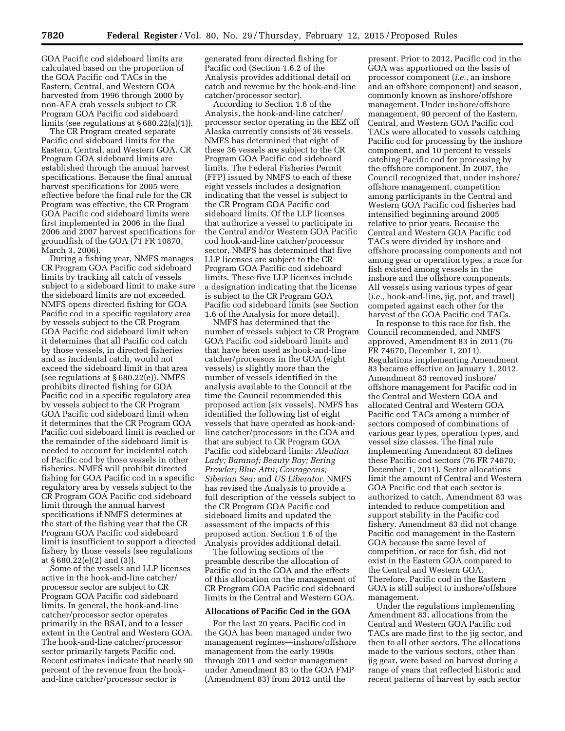GOA Pacific cod sideboard limits are calculated based on the proportion of the GOA Pacific cod TACs in the Eastern, Central, and Western GOA harvested from 1996 through 2000 by non-AFA crab vessels subject to CR Program GOA Pacific cod sideboard limits (see regulations at § 680.22(a)(1)).

The CR Program created separate Pacific cod sideboard limits for the Eastern, Central, and Western GOA. CR Program GOA sideboard limits are established through the annual harvest specifications. Because the final annual harvest specifications for 2005 were effective before the final rule for the CR Program was effective, the CR Program GOA Pacific cod sideboard limits were first implemented in 2006 in the final 2006 and 2007 harvest specifications for groundfish of the GOA (71 FR 10870, March 3, 2006).

During a fishing year, NMFS manages CR Program GOA Pacific cod sideboard limits by tracking all catch of vessels subject to a sideboard limit to make sure the sideboard limits are not exceeded. NMFS opens directed fishing for GOA Pacific cod in a specific regulatory area by vessels subject to the CR Program GOA Pacific cod sideboard limit when it determines that all Pacific cod catch by those vessels, in directed fisheries and as incidental catch, would not exceed the sideboard limit in that area (see regulations at § 680.22(e)). NMFS prohibits directed fishing for GOA Pacific cod in a specific regulatory area by vessels subject to the CR Program GOA Pacific cod sideboard limit when it determines that the CR Program GOA Pacific cod sideboard limit is reached or the remainder of the sideboard limit is needed to account for incidental catch of Pacific cod by those vessels in other fisheries. NMFS will prohibit directed fishing for GOA Pacific cod in a specific regulatory area by vessels subject to the CR Program GOA Pacific cod sideboard limit through the annual harvest specifications if NMFS determines at the start of the fishing year that the CR Program GOA Pacific cod sideboard limit is insufficient to support a directed fishery by those vessels (see regulations at § 680.22(e)(2) and (3)).

Some of the vessels and LLP licenses active in the hook-and-line catcher/processor sector are subject to CR Program GOA Pacific cod sideboard limits. In general, the hook-and-line catcher/processor sector operates primarily in the BSAI, and to a lesser extent in the Central and Western GOA. The hook-and-line catcher/processor sector primarily targets Pacific cod. Recent estimates indicate that nearly 90 percent of the revenue from the hook-and-line catcher/processor sector is generated from directed fishing for Pacific cod (Section 1.6.2 of the Analysis provides additional detail on catch and revenue by the hook-and-line catcher/processor sector).

According to Section 1.6 of the Analysis, the hook-and-line catcher/processor sector operating in the EEZ off Alaska currently consists of 36 vessels. NMFS has determined that eight of these 36 vessels are subject to the CR Program GOA Pacific cod sideboard limits. The Federal Fisheries Permit (FFP) issued by NMFS to each of these eight vessels includes a designation indicating that the vessel is subject to the CR Program GOA Pacific cod sideboard limits. Of the LLP licenses that authorize a vessel to participate in the Central and/or Western GOA Pacific cod hook-and-line catcher/processor sector, NMFS has determined that five LLP licenses are subject to the CR Program GOA Pacific cod sideboard limits. These five LLP licenses include a designation indicating that the license is subject to the CR Program GOA Pacific cod sideboard limits (see Section 1.6 of the Analysis for more detail).

NMFS has determined that the number of vessels subject to CR Program GOA Pacific cod sideboard limits and that have been used as hook-and-line catcher/processors in the GOA (eight vessels) is slightly more than the number of vessels identified in the analysis available to the Council at the time the Council recommended this proposed action (six vessels). NMFS has identified the following list of eight vessels that have operated as hook-and-line catcher/processors in the GOA and that are subject to CR Program GOA Pacific cod sideboard limits: *Aleutian Lady; Baranof; Beauty Bay; Bering Prowler; Blue Attu; Courageous; Siberian Sea;* and *US Liberator.* NMFS has revised the Analysis to provide a full description of the vessels subject to the CR Program GOA Pacific cod sideboard limits and updated the assessment of the impacts of this proposed action. Section 1.6 of the Analysis provides additional detail.

The following sections of the preamble describe the allocation of Pacific cod in the GOA and the effects of this allocation on the management of CR Program GOA Pacific cod sideboard limits in the Central and Western GOA.

## Allocations of Pacific Cod in the GOA

For the last 20 years, Pacific cod in the GOA has been managed under two management regimes—inshore/offshore management from the early 1990s through 2011 and sector management under Amendment 83 to the GOA FMP (Amendment 83) from 2012 until the present. Prior to 2012, Pacific cod in the GOA was apportioned on the basis of processor component (*i.e.,* an inshore and an offshore component) and season, commonly known as inshore/offshore management. Under inshore/offshore management, 90 percent of the Eastern, Central, and Western GOA Pacific cod TACs were allocated to vessels catching Pacific cod for processing by the inshore component, and 10 percent to vessels catching Pacific cod for processing by the offshore component. In 2007, the Council recognized that, under inshore/offshore management, competition among participants in the Central and Western GOA Pacific cod fisheries had intensified beginning around 2005 relative to prior years. Because the Central and Western GOA Pacific cod TACs were divided by inshore and offshore processing components and not among gear or operation types, a race for fish existed among vessels in the inshore and the offshore components. All vessels using various types of gear (*i.e.,* hook-and-line, jig, pot, and trawl) competed against each other for the harvest of the GOA Pacific cod TACs.

In response to this race for fish, the Council recommended, and NMFS approved, Amendment 83 in 2011 (76 FR 74670, December 1, 2011). Regulations implementing Amendment 83 became effective on January 1, 2012. Amendment 83 removed inshore/offshore management for Pacific cod in the Central and Western GOA and allocated Central and Western GOA Pacific cod TACs among a number of sectors composed of combinations of various gear types, operation types, and vessel size classes. The final rule implementing Amendment 83 defines these Pacific cod sectors (76 FR 74670, December 1, 2011). Sector allocations limit the amount of Central and Western GOA Pacific cod that each sector is authorized to catch. Amendment 83 was intended to reduce competition and support stability in the Pacific cod fishery. Amendment 83 did not change Pacific cod management in the Eastern GOA because the same level of competition, or race for fish, did not exist in the Eastern GOA compared to the Central and Western GOA. Therefore, Pacific cod in the Eastern GOA is still subject to inshore/offshore management.

Under the regulations implementing Amendment 83, allocations from the Central and Western GOA Pacific cod TACs are made first to the jig sector, and then to all other sectors. The allocations made to the various sectors, other than jig gear, were based on harvest during a range of years that reflected historic and recent patterns of harvest by each sector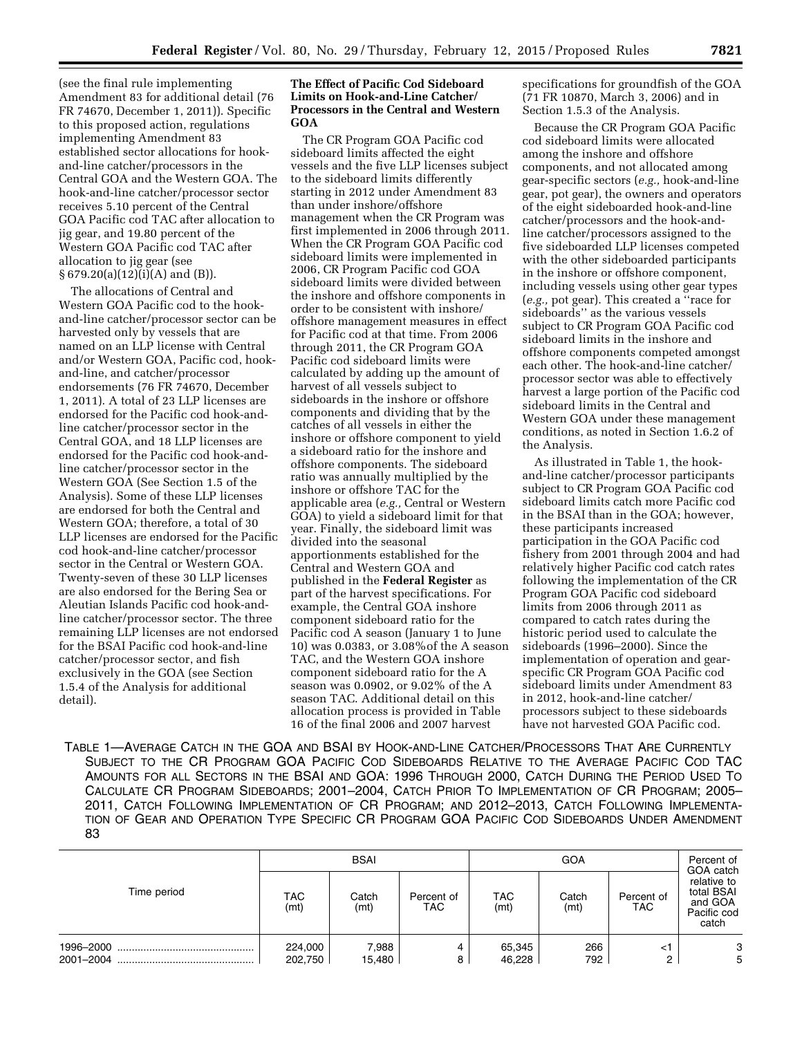(see the final rule implementing Amendment 83 for additional detail (76 FR 74670, December 1, 2011)). Specific to this proposed action, regulations implementing Amendment 83 established sector allocations for hook-and-line catcher/processors in the Central GOA and the Western GOA. The hook-and-line catcher/processor sector receives 5.10 percent of the Central GOA Pacific cod TAC after allocation to jig gear, and 19.80 percent of the Western GOA Pacific cod TAC after allocation to jig gear (see § 679.20(a)(12)(i)(A) and (B)).

The allocations of Central and Western GOA Pacific cod to the hook-and-line catcher/processor sector can be harvested only by vessels that are named on an LLP license with Central and/or Western GOA, Pacific cod, hook-and-line, and catcher/processor endorsements (76 FR 74670, December 1, 2011). A total of 23 LLP licenses are endorsed for the Pacific cod hook-and-line catcher/processor sector in the Central GOA, and 18 LLP licenses are endorsed for the Pacific cod hook-and-line catcher/processor sector in the Western GOA (See Section 1.5 of the Analysis). Some of these LLP licenses are endorsed for both the Central and Western GOA; therefore, a total of 30 LLP licenses are endorsed for the Pacific cod hook-and-line catcher/processor sector in the Central or Western GOA. Twenty-seven of these 30 LLP licenses are also endorsed for the Bering Sea or Aleutian Islands Pacific cod hook-and-line catcher/processor sector. The three remaining LLP licenses are not endorsed for the BSAI Pacific cod hook-and-line catcher/processor sector, and fish exclusively in the GOA (see Section 1.5.4 of the Analysis for additional detail).

**The Effect of Pacific Cod Sideboard Limits on Hook-and-Line Catcher/Processors in the Central and Western GOA**

The CR Program GOA Pacific cod sideboard limits affected the eight vessels and the five LLP licenses subject to the sideboard limits differently starting in 2012 under Amendment 83 than under inshore/offshore management when the CR Program was first implemented in 2006 through 2011. When the CR Program GOA Pacific cod sideboard limits were implemented in 2006, CR Program Pacific cod GOA sideboard limits were divided between the inshore and offshore components in order to be consistent with inshore/offshore management measures in effect for Pacific cod at that time. From 2006 through 2011, the CR Program GOA Pacific cod sideboard limits were calculated by adding up the amount of harvest of all vessels subject to sideboards in the inshore or offshore components and dividing that by the catches of all vessels in either the inshore or offshore component to yield a sideboard ratio for the inshore and offshore components. The sideboard ratio was annually multiplied by the inshore or offshore TAC for the applicable area (*e.g.,* Central or Western GOA) to yield a sideboard limit for that year. Finally, the sideboard limit was divided into the seasonal apportionments established for the Central and Western GOA and published in the **Federal Register** as part of the harvest specifications. For example, the Central GOA inshore component sideboard ratio for the Pacific cod A season (January 1 to June 10) was 0.0383, or 3.08%of the A season TAC, and the Western GOA inshore component sideboard ratio for the A season was 0.0902, or 9.02% of the A season TAC. Additional detail on this allocation process is provided in Table 16 of the final 2006 and 2007 harvest specifications for groundfish of the GOA (71 FR 10870, March 3, 2006) and in Section 1.5.3 of the Analysis.

Because the CR Program GOA Pacific cod sideboard limits were allocated among the inshore and offshore components, and not allocated among gear-specific sectors (*e.g.,* hook-and-line gear, pot gear), the owners and operators of the eight sideboarded hook-and-line catcher/processors and the hook-and-line catcher/processors assigned to the five sideboarded LLP licenses competed with the other sideboarded participants in the inshore or offshore component, including vessels using other gear types (*e.g.,* pot gear). This created a ''race for sideboards'' as the various vessels subject to CR Program GOA Pacific cod sideboard limits in the inshore and offshore components competed amongst each other. The hook-and-line catcher/processor sector was able to effectively harvest a large portion of the Pacific cod sideboard limits in the Central and Western GOA under these management conditions, as noted in Section 1.6.2 of the Analysis.

As illustrated in Table 1, the hook-and-line catcher/processor participants subject to CR Program GOA Pacific cod sideboard limits catch more Pacific cod in the BSAI than in the GOA; however, these participants increased participation in the GOA Pacific cod fishery from 2001 through 2004 and had relatively higher Pacific cod catch rates following the implementation of the CR Program GOA Pacific cod sideboard limits from 2006 through 2011 as compared to catch rates during the historic period used to calculate the sideboards (1996–2000). Since the implementation of operation and gear-specific CR Program GOA Pacific cod sideboard limits under Amendment 83 in 2012, hook-and-line catcher/processors subject to these sideboards have not harvested GOA Pacific cod.

TABLE 1—AVERAGE CATCH IN THE GOA AND BSAI BY HOOK-AND-LINE CATCHER/PROCESSORS THAT ARE CURRENTLY SUBJECT TO THE CR PROGRAM GOA PACIFIC COD SIDEBOARDS RELATIVE TO THE AVERAGE PACIFIC COD TAC AMOUNTS FOR ALL SECTORS IN THE BSAI AND GOA: 1996 THROUGH 2000, CATCH DURING THE PERIOD USED TO CALCULATE CR PROGRAM SIDEBOARDS; 2001–2004, CATCH PRIOR TO IMPLEMENTATION OF CR PROGRAM; 2005–2011, CATCH FOLLOWING IMPLEMENTATION OF CR PROGRAM; AND 2012–2013, CATCH FOLLOWING IMPLEMENTATION OF GEAR AND OPERATION TYPE SPECIFIC CR PROGRAM GOA PACIFIC COD SIDEBOARDS UNDER AMENDMENT 83

| Time period | BSAI | | | GOA | | | Percent of GOA catch relative to total BSAI and GOA Pacific cod catch |
|---|---|---|---|---|---|---|---|
| | TAC (mt) | Catch (mt) | Percent of TAC | TAC (mt) | Catch (mt) | Percent of TAC | |
| 1996–2000 | 224,000 | 7,988 | 4 | 65,345 | 266 | <1 | 3 |
| 2001–2004 | 202,750 | 15,480 | 8 | 46,228 | 792 | 2 | 5 |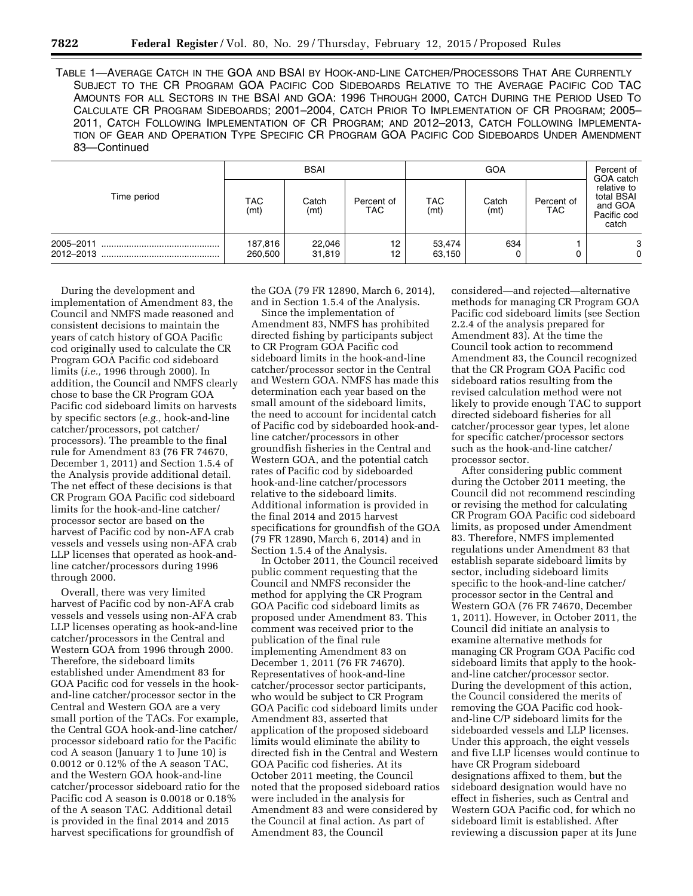TABLE 1—AVERAGE CATCH IN THE GOA AND BSAI BY HOOK-AND-LINE CATCHER/PROCESSORS THAT ARE CURRENTLY SUBJECT TO THE CR PROGRAM GOA PACIFIC COD SIDEBOARDS RELATIVE TO THE AVERAGE PACIFIC COD TAC AMOUNTS FOR ALL SECTORS IN THE BSAI AND GOA: 1996 THROUGH 2000, CATCH DURING THE PERIOD USED TO CALCULATE CR PROGRAM SIDEBOARDS; 2001–2004, CATCH PRIOR TO IMPLEMENTATION OF CR PROGRAM; 2005–2011, CATCH FOLLOWING IMPLEMENTATION OF CR PROGRAM; AND 2012–2013, CATCH FOLLOWING IMPLEMENTATION OF GEAR AND OPERATION TYPE SPECIFIC CR PROGRAM GOA PACIFIC COD SIDEBOARDS UNDER AMENDMENT 83—Continued

| Time period | BSAI | | | GOA | | | Percent of GOA catch relative to total BSAI and GOA Pacific cod catch |
|---|---|---|---|---|---|---|---|
| | TAC (mt) | Catch (mt) | Percent of TAC | TAC (mt) | Catch (mt) | Percent of TAC | |
| 2005–2011 | 187,816 | 22,046 | 12 | 53,474 | 634 | 1 | 3 |
| 2012–2013 | 260,500 | 31,819 | 12 | 63,150 | 0 | 0 | 0 |

During the development and implementation of Amendment 83, the Council and NMFS made reasoned and consistent decisions to maintain the years of catch history of GOA Pacific cod originally used to calculate the CR Program GOA Pacific cod sideboard limits (*i.e.,* 1996 through 2000). In addition, the Council and NMFS clearly chose to base the CR Program GOA Pacific cod sideboard limits on harvests by specific sectors (*e.g.,* hook-and-line catcher/processors, pot catcher/processors). The preamble to the final rule for Amendment 83 (76 FR 74670, December 1, 2011) and Section 1.5.4 of the Analysis provide additional detail. The net effect of these decisions is that CR Program GOA Pacific cod sideboard limits for the hook-and-line catcher/processor sector are based on the harvest of Pacific cod by non-AFA crab vessels and vessels using non-AFA crab LLP licenses that operated as hook-and-line catcher/processors during 1996 through 2000.

Overall, there was very limited harvest of Pacific cod by non-AFA crab vessels and vessels using non-AFA crab LLP licenses operating as hook-and-line catcher/processors in the Central and Western GOA from 1996 through 2000. Therefore, the sideboard limits established under Amendment 83 for GOA Pacific cod for vessels in the hook-and-line catcher/processor sector in the Central and Western GOA are a very small portion of the TACs. For example, the Central GOA hook-and-line catcher/processor sideboard ratio for the Pacific cod A season (January 1 to June 10) is 0.0012 or 0.12% of the A season TAC, and the Western GOA hook-and-line catcher/processor sideboard ratio for the Pacific cod A season is 0.0018 or 0.18% of the A season TAC. Additional detail is provided in the final 2014 and 2015 harvest specifications for groundfish of the GOA (79 FR 12890, March 6, 2014), and in Section 1.5.4 of the Analysis.

Since the implementation of Amendment 83, NMFS has prohibited directed fishing by participants subject to CR Program GOA Pacific cod sideboard limits in the hook-and-line catcher/processor sector in the Central and Western GOA. NMFS has made this determination each year based on the small amount of the sideboard limits, the need to account for incidental catch of Pacific cod by sideboarded hook-and-line catcher/processors in other groundfish fisheries in the Central and Western GOA, and the potential catch rates of Pacific cod by sideboarded hook-and-line catcher/processors relative to the sideboard limits. Additional information is provided in the final 2014 and 2015 harvest specifications for groundfish of the GOA (79 FR 12890, March 6, 2014) and in Section 1.5.4 of the Analysis.

In October 2011, the Council received public comment requesting that the Council and NMFS reconsider the method for applying the CR Program GOA Pacific cod sideboard limits as proposed under Amendment 83. This comment was received prior to the publication of the final rule implementing Amendment 83 on December 1, 2011 (76 FR 74670). Representatives of hook-and-line catcher/processor sector participants, who would be subject to CR Program GOA Pacific cod sideboard limits under Amendment 83, asserted that application of the proposed sideboard limits would eliminate the ability to directed fish in the Central and Western GOA Pacific cod fisheries. At its October 2011 meeting, the Council noted that the proposed sideboard ratios were included in the analysis for Amendment 83 and were considered by the Council at final action. As part of Amendment 83, the Council considered—and rejected—alternative methods for managing CR Program GOA Pacific cod sideboard limits (see Section 2.2.4 of the analysis prepared for Amendment 83). At the time the Council took action to recommend Amendment 83, the Council recognized that the CR Program GOA Pacific cod sideboard ratios resulting from the revised calculation method were not likely to provide enough TAC to support directed sideboard fisheries for all catcher/processor gear types, let alone for specific catcher/processor sectors such as the hook-and-line catcher/processor sector.

After considering public comment during the October 2011 meeting, the Council did not recommend rescinding or revising the method for calculating CR Program GOA Pacific cod sideboard limits, as proposed under Amendment 83. Therefore, NMFS implemented regulations under Amendment 83 that establish separate sideboard limits by sector, including sideboard limits specific to the hook-and-line catcher/processor sector in the Central and Western GOA (76 FR 74670, December 1, 2011). However, in October 2011, the Council did initiate an analysis to examine alternative methods for managing CR Program GOA Pacific cod sideboard limits that apply to the hook-and-line catcher/processor sector. During the development of this action, the Council considered the merits of removing the GOA Pacific cod hook-and-line C/P sideboard limits for the sideboarded vessels and LLP licenses. Under this approach, the eight vessels and five LLP licenses would continue to have CR Program sideboard designations affixed to them, but the sideboard designation would have no effect in fisheries, such as Central and Western GOA Pacific cod, for which no sideboard limit is established. After reviewing a discussion paper at its June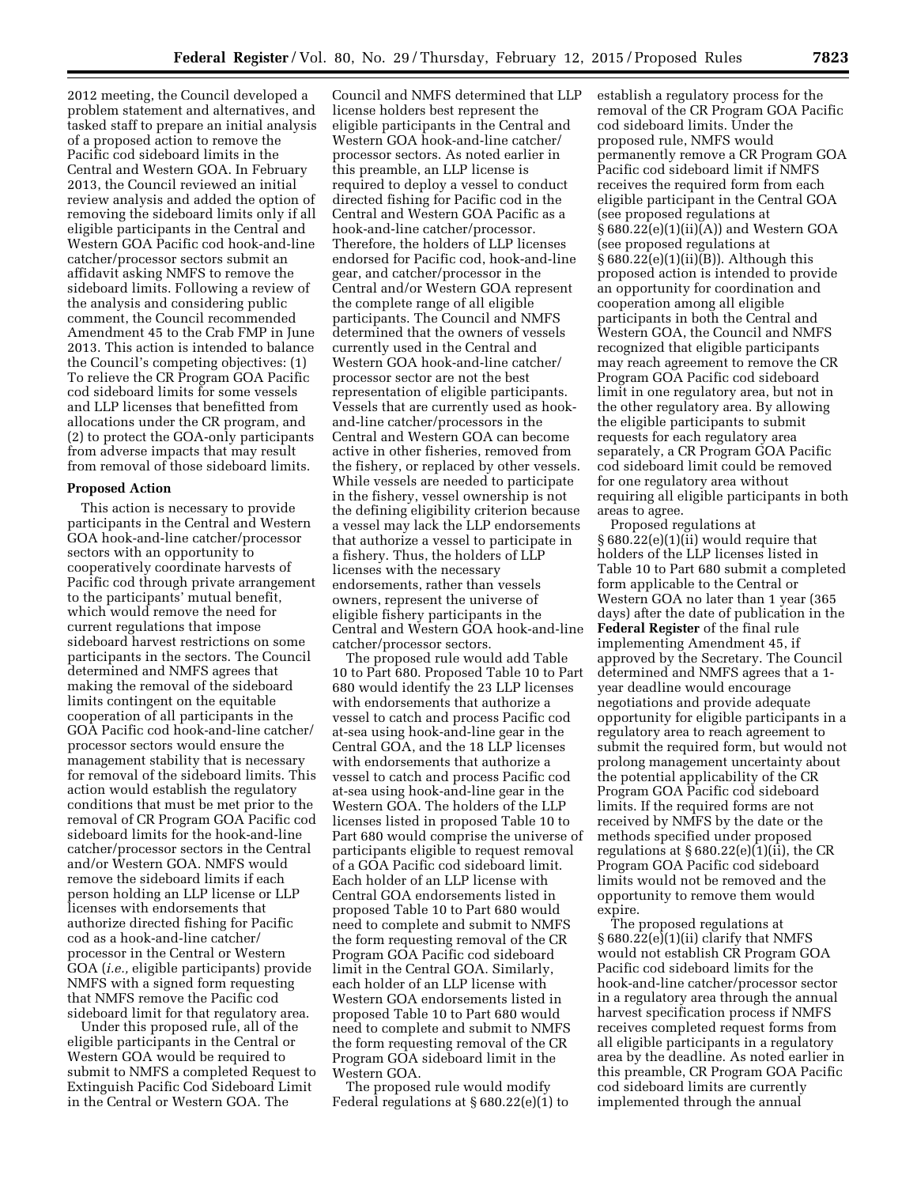2012 meeting, the Council developed a problem statement and alternatives, and tasked staff to prepare an initial analysis of a proposed action to remove the Pacific cod sideboard limits in the Central and Western GOA. In February 2013, the Council reviewed an initial review analysis and added the option of removing the sideboard limits only if all eligible participants in the Central and Western GOA Pacific cod hook-and-line catcher/processor sectors submit an affidavit asking NMFS to remove the sideboard limits. Following a review of the analysis and considering public comment, the Council recommended Amendment 45 to the Crab FMP in June 2013. This action is intended to balance the Council's competing objectives: (1) To relieve the CR Program GOA Pacific cod sideboard limits for some vessels and LLP licenses that benefitted from allocations under the CR program, and (2) to protect the GOA-only participants from adverse impacts that may result from removal of those sideboard limits.

## Proposed Action

This action is necessary to provide participants in the Central and Western GOA hook-and-line catcher/processor sectors with an opportunity to cooperatively coordinate harvests of Pacific cod through private arrangement to the participants' mutual benefit, which would remove the need for current regulations that impose sideboard harvest restrictions on some participants in the sectors. The Council determined and NMFS agrees that making the removal of the sideboard limits contingent on the equitable cooperation of all participants in the GOA Pacific cod hook-and-line catcher/processor sectors would ensure the management stability that is necessary for removal of the sideboard limits. This action would establish the regulatory conditions that must be met prior to the removal of CR Program GOA Pacific cod sideboard limits for the hook-and-line catcher/processor sectors in the Central and/or Western GOA. NMFS would remove the sideboard limits if each person holding an LLP license or LLP licenses with endorsements that authorize directed fishing for Pacific cod as a hook-and-line catcher/processor in the Central or Western GOA (*i.e.,* eligible participants) provide NMFS with a signed form requesting that NMFS remove the Pacific cod sideboard limit for that regulatory area.

Under this proposed rule, all of the eligible participants in the Central or Western GOA would be required to submit to NMFS a completed Request to Extinguish Pacific Cod Sideboard Limit in the Central or Western GOA. The Council and NMFS determined that LLP license holders best represent the eligible participants in the Central and Western GOA hook-and-line catcher/processor sectors. As noted earlier in this preamble, an LLP license is required to deploy a vessel to conduct directed fishing for Pacific cod in the Central and Western GOA Pacific as a hook-and-line catcher/processor. Therefore, the holders of LLP licenses endorsed for Pacific cod, hook-and-line gear, and catcher/processor in the Central and/or Western GOA represent the complete range of all eligible participants. The Council and NMFS determined that the owners of vessels currently used in the Central and Western GOA hook-and-line catcher/processor sector are not the best representation of eligible participants. Vessels that are currently used as hook-and-line catcher/processors in the Central and Western GOA can become active in other fisheries, removed from the fishery, or replaced by other vessels. While vessels are needed to participate in the fishery, vessel ownership is not the defining eligibility criterion because a vessel may lack the LLP endorsements that authorize a vessel to participate in a fishery. Thus, the holders of LLP licenses with the necessary endorsements, rather than vessels owners, represent the universe of eligible fishery participants in the Central and Western GOA hook-and-line catcher/processor sectors.

The proposed rule would add Table 10 to Part 680. Proposed Table 10 to Part 680 would identify the 23 LLP licenses with endorsements that authorize a vessel to catch and process Pacific cod at-sea using hook-and-line gear in the Central GOA, and the 18 LLP licenses with endorsements that authorize a vessel to catch and process Pacific cod at-sea using hook-and-line gear in the Western GOA. The holders of the LLP licenses listed in proposed Table 10 to Part 680 would comprise the universe of participants eligible to request removal of a GOA Pacific cod sideboard limit. Each holder of an LLP license with Central GOA endorsements listed in proposed Table 10 to Part 680 would need to complete and submit to NMFS the form requesting removal of the CR Program GOA Pacific cod sideboard limit in the Central GOA. Similarly, each holder of an LLP license with Western GOA endorsements listed in proposed Table 10 to Part 680 would need to complete and submit to NMFS the form requesting removal of the CR Program GOA sideboard limit in the Western GOA.

The proposed rule would modify Federal regulations at § 680.22(e)(1) to establish a regulatory process for the removal of the CR Program GOA Pacific cod sideboard limits. Under the proposed rule, NMFS would permanently remove a CR Program GOA Pacific cod sideboard limit if NMFS receives the required form from each eligible participant in the Central GOA (see proposed regulations at § 680.22(e)(1)(ii)(A)) and Western GOA (see proposed regulations at § 680.22(e)(1)(ii)(B)). Although this proposed action is intended to provide an opportunity for coordination and cooperation among all eligible participants in both the Central and Western GOA, the Council and NMFS recognized that eligible participants may reach agreement to remove the CR Program GOA Pacific cod sideboard limit in one regulatory area, but not in the other regulatory area. By allowing the eligible participants to submit requests for each regulatory area separately, a CR Program GOA Pacific cod sideboard limit could be removed for one regulatory area without requiring all eligible participants in both areas to agree.

Proposed regulations at § 680.22(e)(1)(ii) would require that holders of the LLP licenses listed in Table 10 to Part 680 submit a completed form applicable to the Central or Western GOA no later than 1 year (365 days) after the date of publication in the **Federal Register** of the final rule implementing Amendment 45, if approved by the Secretary. The Council determined and NMFS agrees that a 1-year deadline would encourage negotiations and provide adequate opportunity for eligible participants in a regulatory area to reach agreement to submit the required form, but would not prolong management uncertainty about the potential applicability of the CR Program GOA Pacific cod sideboard limits. If the required forms are not received by NMFS by the date or the methods specified under proposed regulations at § 680.22(e)(1)(ii), the CR Program GOA Pacific cod sideboard limits would not be removed and the opportunity to remove them would expire.

The proposed regulations at § 680.22(e)(1)(ii) clarify that NMFS would not establish CR Program GOA Pacific cod sideboard limits for the hook-and-line catcher/processor sector in a regulatory area through the annual harvest specification process if NMFS receives completed request forms from all eligible participants in a regulatory area by the deadline. As noted earlier in this preamble, CR Program GOA Pacific cod sideboard limits are currently implemented through the annual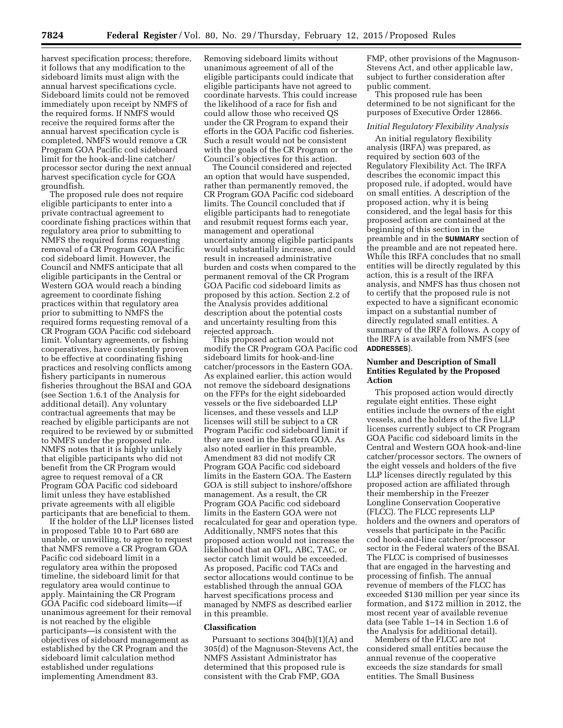harvest specification process; therefore, it follows that any modification to the sideboard limits must align with the annual harvest specifications cycle. Sideboard limits could not be removed immediately upon receipt by NMFS of the required forms. If NMFS would receive the required forms after the annual harvest specification cycle is completed, NMFS would remove a CR Program GOA Pacific cod sideboard limit for the hook-and-line catcher/processor sector during the next annual harvest specification cycle for GOA groundfish.

The proposed rule does not require eligible participants to enter into a private contractual agreement to coordinate fishing practices within that regulatory area prior to submitting to NMFS the required forms requesting removal of a CR Program GOA Pacific cod sideboard limit. However, the Council and NMFS anticipate that all eligible participants in the Central or Western GOA would reach a binding agreement to coordinate fishing practices within that regulatory area prior to submitting to NMFS the required forms requesting removal of a CR Program GOA Pacific cod sideboard limit. Voluntary agreements, or fishing cooperatives, have consistently proven to be effective at coordinating fishing practices and resolving conflicts among fishery participants in numerous fisheries throughout the BSAI and GOA (see Section 1.6.1 of the Analysis for additional detail). Any voluntary contractual agreements that may be reached by eligible participants are not required to be reviewed by or submitted to NMFS under the proposed rule. NMFS notes that it is highly unlikely that eligible participants who did not benefit from the CR Program would agree to request removal of a CR Program GOA Pacific cod sideboard limit unless they have established private agreements with all eligible participants that are beneficial to them.

If the holder of the LLP licenses listed in proposed Table 10 to Part 680 are unable, or unwilling, to agree to request that NMFS remove a CR Program GOA Pacific cod sideboard limit in a regulatory area within the proposed timeline, the sideboard limit for that regulatory area would continue to apply. Maintaining the CR Program GOA Pacific cod sideboard limits—if unanimous agreement for their removal is not reached by the eligible participants—is consistent with the objectives of sideboard management as established by the CR Program and the sideboard limit calculation method established under regulations implementing Amendment 83.

Removing sideboard limits without unanimous agreement of all of the eligible participants could indicate that eligible participants have not agreed to coordinate harvests. This could increase the likelihood of a race for fish and could allow those who received QS under the CR Program to expand their efforts in the GOA Pacific cod fisheries. Such a result would not be consistent with the goals of the CR Program or the Council's objectives for this action.

The Council considered and rejected an option that would have suspended, rather than permanently removed, the CR Program GOA Pacific cod sideboard limits. The Council concluded that if eligible participants had to renegotiate and resubmit request forms each year, management and operational uncertainty among eligible participants would substantially increase, and could result in increased administrative burden and costs when compared to the permanent removal of the CR Program GOA Pacific cod sideboard limits as proposed by this action. Section 2.2 of the Analysis provides additional description about the potential costs and uncertainty resulting from this rejected approach.

This proposed action would not modify the CR Program GOA Pacific cod sideboard limits for hook-and-line catcher/processors in the Eastern GOA. As explained earlier, this action would not remove the sideboard designations on the FFPs for the eight sideboarded vessels or the five sideboarded LLP licenses, and these vessels and LLP licenses will still be subject to a CR Program Pacific cod sideboard limit if they are used in the Eastern GOA. As also noted earlier in this preamble, Amendment 83 did not modify CR Program GOA Pacific cod sideboard limits in the Eastern GOA. The Eastern GOA is still subject to inshore/offshore management. As a result, the CR Program GOA Pacific cod sideboard limits in the Eastern GOA were not recalculated for gear and operation type. Additionally, NMFS notes that this proposed action would not increase the likelihood that an OFL, ABC, TAC, or sector catch limit would be exceeded. As proposed, Pacific cod TACs and sector allocations would continue to be established through the annual GOA harvest specifications process and managed by NMFS as described earlier in this preamble.

## Classification

Pursuant to sections 304(b)(1)(A) and 305(d) of the Magnuson-Stevens Act, the NMFS Assistant Administrator has determined that this proposed rule is consistent with the Crab FMP, GOA FMP, other provisions of the Magnuson-Stevens Act, and other applicable law, subject to further consideration after public comment.

This proposed rule has been determined to be not significant for the purposes of Executive Order 12866.

### *Initial Regulatory Flexibility Analysis*

An initial regulatory flexibility analysis (IRFA) was prepared, as required by section 603 of the Regulatory Flexibility Act. The IRFA describes the economic impact this proposed rule, if adopted, would have on small entities. A description of the proposed action, why it is being considered, and the legal basis for this proposed action are contained at the beginning of this section in the preamble and in the **SUMMARY** section of the preamble and are not repeated here. While this IRFA concludes that no small entities will be directly regulated by this action, this is a result of the IRFA analysis, and NMFS has thus chosen not to certify that the proposed rule is not expected to have a significant economic impact on a substantial number of directly regulated small entities. A summary of the IRFA follows. A copy of the IRFA is available from NMFS (see **ADDRESSES**).

## Number and Description of Small Entities Regulated by the Proposed Action

This proposed action would directly regulate eight entities. These eight entities include the owners of the eight vessels, and the holders of the five LLP licenses currently subject to CR Program GOA Pacific cod sideboard limits in the Central and Western GOA hook-and-line catcher/processor sectors. The owners of the eight vessels and holders of the five LLP licenses directly regulated by this proposed action are affiliated through their membership in the Freezer Longline Conservation Cooperative (FLCC). The FLCC represents LLP holders and the owners and operators of vessels that participate in the Pacific cod hook-and-line catcher/processor sector in the Federal waters of the BSAI. The FLCC is comprised of businesses that are engaged in the harvesting and processing of finfish. The annual revenue of members of the FLCC has exceeded $130 million per year since its formation, and $172 million in 2012, the most recent year of available revenue data (see Table 1–14 in Section 1.6 of the Analysis for additional detail).

Members of the FLCC are not considered small entities because the annual revenue of the cooperative exceeds the size standards for small entities. The Small Business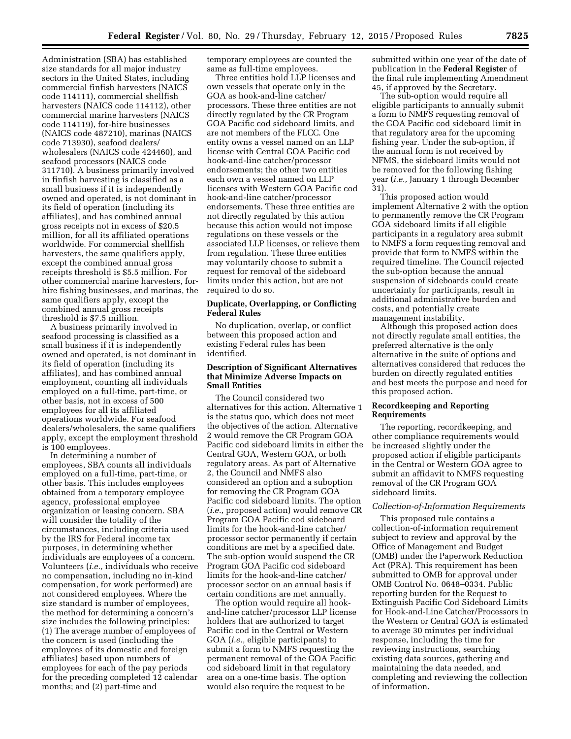Administration (SBA) has established size standards for all major industry sectors in the United States, including commercial finfish harvesters (NAICS code 114111), commercial shellfish harvesters (NAICS code 114112), other commercial marine harvesters (NAICS code 114119), for-hire businesses (NAICS code 487210), marinas (NAICS code 713930), seafood dealers/wholesalers (NAICS code 424460), and seafood processors (NAICS code 311710). A business primarily involved in finfish harvesting is classified as a small business if it is independently owned and operated, is not dominant in its field of operation (including its affiliates), and has combined annual gross receipts not in excess of $20.5 million, for all its affiliated operations worldwide. For commercial shellfish harvesters, the same qualifiers apply, except the combined annual gross receipts threshold is $5.5 million. For other commercial marine harvesters, for-hire fishing businesses, and marinas, the same qualifiers apply, except the combined annual gross receipts threshold is $7.5 million.

A business primarily involved in seafood processing is classified as a small business if it is independently owned and operated, is not dominant in its field of operation (including its affiliates), and has combined annual employment, counting all individuals employed on a full-time, part-time, or other basis, not in excess of 500 employees for all its affiliated operations worldwide. For seafood dealers/wholesalers, the same qualifiers apply, except the employment threshold is 100 employees.

In determining a number of employees, SBA counts all individuals employed on a full-time, part-time, or other basis. This includes employees obtained from a temporary employee agency, professional employee organization or leasing concern. SBA will consider the totality of the circumstances, including criteria used by the IRS for Federal income tax purposes, in determining whether individuals are employees of a concern. Volunteers (*i.e.,* individuals who receive no compensation, including no in-kind compensation, for work performed) are not considered employees. Where the size standard is number of employees, the method for determining a concern's size includes the following principles: (1) The average number of employees of the concern is used (including the employees of its domestic and foreign affiliates) based upon numbers of employees for each of the pay periods for the preceding completed 12 calendar months; and (2) part-time and temporary employees are counted the same as full-time employees.

Three entities hold LLP licenses and own vessels that operate only in the GOA as hook-and-line catcher/processors. These three entities are not directly regulated by the CR Program GOA Pacific cod sideboard limits, and are not members of the FLCC. One entity owns a vessel named on an LLP license with Central GOA Pacific cod hook-and-line catcher/processor endorsements; the other two entities each own a vessel named on LLP licenses with Western GOA Pacific cod hook-and-line catcher/processor endorsements. These three entities are not directly regulated by this action because this action would not impose regulations on these vessels or the associated LLP licenses, or relieve them from regulation. These three entities may voluntarily choose to submit a request for removal of the sideboard limits under this action, but are not required to do so.

**Duplicate, Overlapping, or Conflicting Federal Rules**

No duplication, overlap, or conflict between this proposed action and existing Federal rules has been identified.

**Description of Significant Alternatives that Minimize Adverse Impacts on Small Entities**

The Council considered two alternatives for this action. Alternative 1 is the status quo, which does not meet the objectives of the action. Alternative 2 would remove the CR Program GOA Pacific cod sideboard limits in either the Central GOA, Western GOA, or both regulatory areas. As part of Alternative 2, the Council and NMFS also considered an option and a suboption for removing the CR Program GOA Pacific cod sideboard limits. The option (*i.e.,* proposed action) would remove CR Program GOA Pacific cod sideboard limits for the hook-and-line catcher/processor sector permanently if certain conditions are met by a specified date. The sub-option would suspend the CR Program GOA Pacific cod sideboard limits for the hook-and-line catcher/processor sector on an annual basis if certain conditions are met annually.

The option would require all hook-and-line catcher/processor LLP license holders that are authorized to target Pacific cod in the Central or Western GOA (*i.e.,* eligible participants) to submit a form to NMFS requesting the permanent removal of the GOA Pacific cod sideboard limit in that regulatory area on a one-time basis. The option would also require the request to be submitted within one year of the date of publication in the **Federal Register** of the final rule implementing Amendment 45, if approved by the Secretary.

The sub-option would require all eligible participants to annually submit a form to NMFS requesting removal of the GOA Pacific cod sideboard limit in that regulatory area for the upcoming fishing year. Under the sub-option, if the annual form is not received by NFMS, the sideboard limits would not be removed for the following fishing year (*i.e.,* January 1 through December 31).

This proposed action would implement Alternative 2 with the option to permanently remove the CR Program GOA sideboard limits if all eligible participants in a regulatory area submit to NMFS a form requesting removal and provide that form to NMFS within the required timeline. The Council rejected the sub-option because the annual suspension of sideboards could create uncertainty for participants, result in additional administrative burden and costs, and potentially create management instability.

Although this proposed action does not directly regulate small entities, the preferred alternative is the only alternative in the suite of options and alternatives considered that reduces the burden on directly regulated entities and best meets the purpose and need for this proposed action.

**Recordkeeping and Reporting Requirements**

The reporting, recordkeeping, and other compliance requirements would be increased slightly under the proposed action if eligible participants in the Central or Western GOA agree to submit an affidavit to NMFS requesting removal of the CR Program GOA sideboard limits.

*Collection-of-Information Requirements*

This proposed rule contains a collection-of-information requirement subject to review and approval by the Office of Management and Budget (OMB) under the Paperwork Reduction Act (PRA). This requirement has been submitted to OMB for approval under OMB Control No. 0648–0334. Public reporting burden for the Request to Extinguish Pacific Cod Sideboard Limits for Hook-and-Line Catcher/Processors in the Western or Central GOA is estimated to average 30 minutes per individual response, including the time for reviewing instructions, searching existing data sources, gathering and maintaining the data needed, and completing and reviewing the collection of information.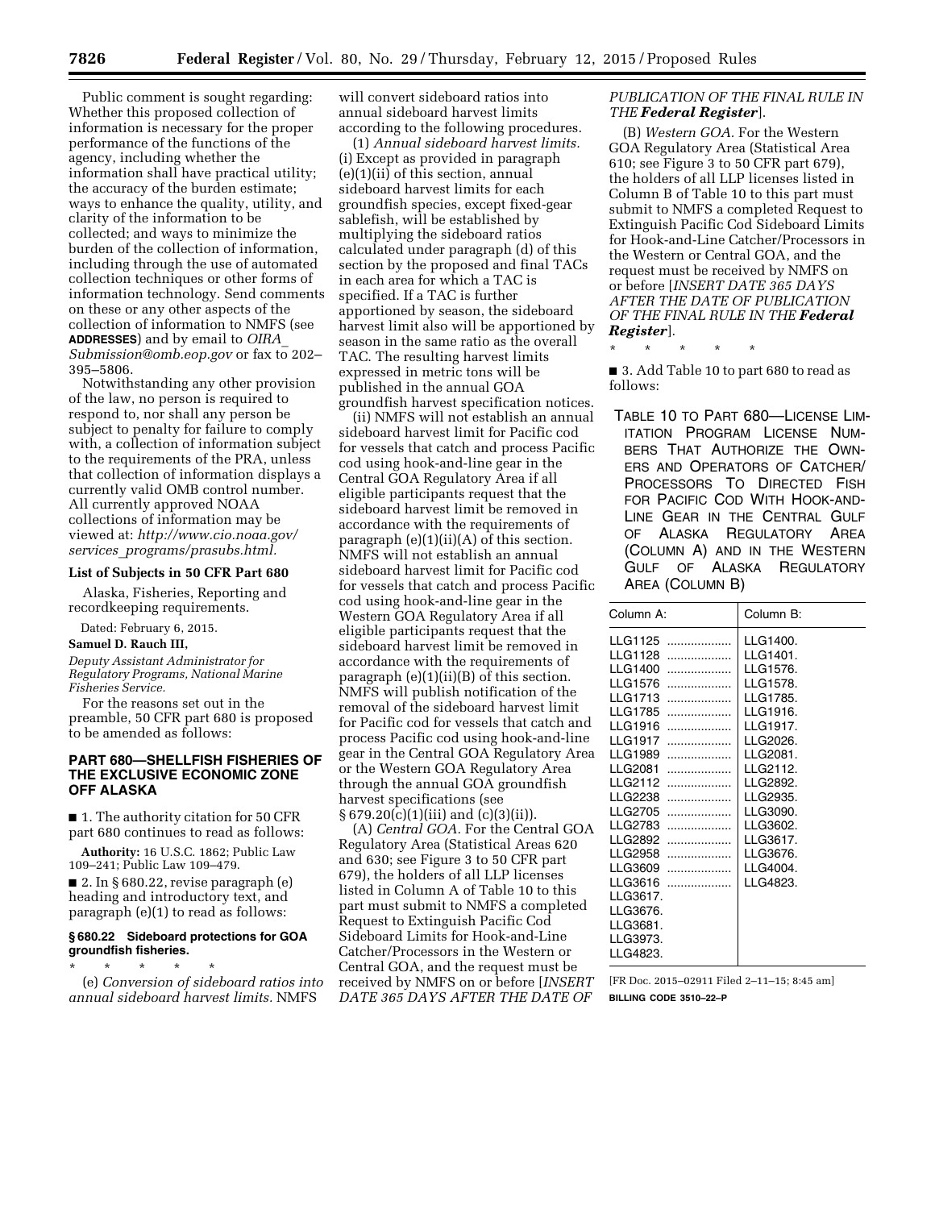Public comment is sought regarding: Whether this proposed collection of information is necessary for the proper performance of the functions of the agency, including whether the information shall have practical utility; the accuracy of the burden estimate; ways to enhance the quality, utility, and clarity of the information to be collected; and ways to minimize the burden of the collection of information, including through the use of automated collection techniques or other forms of information technology. Send comments on these or any other aspects of the collection of information to NMFS (see **ADDRESSES**) and by email to *OIRA_Submission@omb.eop.gov* or fax to 202–395–5806.

Notwithstanding any other provision of the law, no person is required to respond to, nor shall any person be subject to penalty for failure to comply with, a collection of information subject to the requirements of the PRA, unless that collection of information displays a currently valid OMB control number. All currently approved NOAA collections of information may be viewed at: *http://www.cio.noaa.gov/services_programs/prasubs.html.*

### List of Subjects in 50 CFR Part 680

Alaska, Fisheries, Reporting and recordkeeping requirements.

Dated: February 6, 2015.

**Samuel D. Rauch III,**

*Deputy Assistant Administrator for Regulatory Programs, National Marine Fisheries Service.*

For the reasons set out in the preamble, 50 CFR part 680 is proposed to be amended as follows:

## PART 680—SHELLFISH FISHERIES OF THE EXCLUSIVE ECONOMIC ZONE OFF ALASKA

■ 1. The authority citation for 50 CFR part 680 continues to read as follows:

**Authority:** 16 U.S.C. 1862; Public Law 109–241; Public Law 109–479.

■ 2. In § 680.22, revise paragraph (e) heading and introductory text, and paragraph (e)(1) to read as follows:

### § 680.22 Sideboard protections for GOA groundfish fisheries.

\* \* \* \* \*

(e) *Conversion of sideboard ratios into annual sideboard harvest limits.* NMFS will convert sideboard ratios into annual sideboard harvest limits according to the following procedures.

(1) *Annual sideboard harvest limits.* (i) Except as provided in paragraph (e)(1)(ii) of this section, annual sideboard harvest limits for each groundfish species, except fixed-gear sablefish, will be established by multiplying the sideboard ratios calculated under paragraph (d) of this section by the proposed and final TACs in each area for which a TAC is specified. If a TAC is further apportioned by season, the sideboard harvest limit also will be apportioned by season in the same ratio as the overall TAC. The resulting harvest limits expressed in metric tons will be published in the annual GOA groundfish harvest specification notices.

(ii) NMFS will not establish an annual sideboard harvest limit for Pacific cod for vessels that catch and process Pacific cod using hook-and-line gear in the Central GOA Regulatory Area if all eligible participants request that the sideboard harvest limit be removed in accordance with the requirements of paragraph (e)(1)(ii)(A) of this section. NMFS will not establish an annual sideboard harvest limit for Pacific cod for vessels that catch and process Pacific cod using hook-and-line gear in the Western GOA Regulatory Area if all eligible participants request that the sideboard harvest limit be removed in accordance with the requirements of paragraph (e)(1)(ii)(B) of this section. NMFS will publish notification of the removal of the sideboard harvest limit for Pacific cod for vessels that catch and process Pacific cod using hook-and-line gear in the Central GOA Regulatory Area or the Western GOA Regulatory Area through the annual GOA groundfish harvest specifications (see § 679.20(c)(1)(iii) and (c)(3)(ii)).

(A) *Central GOA.* For the Central GOA Regulatory Area (Statistical Areas 620 and 630; see Figure 3 to 50 CFR part 679), the holders of all LLP licenses listed in Column A of Table 10 to this part must submit to NMFS a completed Request to Extinguish Pacific Cod Sideboard Limits for Hook-and-Line Catcher/Processors in the Western or Central GOA, and the request must be received by NMFS on or before [*INSERT DATE 365 DAYS AFTER THE DATE OF PUBLICATION OF THE FINAL RULE IN THE* ***Federal Register***].

(B) *Western GOA.* For the Western GOA Regulatory Area (Statistical Area 610; see Figure 3 to 50 CFR part 679), the holders of all LLP licenses listed in Column B of Table 10 to this part must submit to NMFS a completed Request to Extinguish Pacific Cod Sideboard Limits for Hook-and-Line Catcher/Processors in the Western or Central GOA, and the request must be received by NMFS on or before [*INSERT DATE 365 DAYS AFTER THE DATE OF PUBLICATION OF THE FINAL RULE IN THE* ***Federal Register***].

\* \* \* \* \*

■ 3. Add Table 10 to part 680 to read as follows:

TABLE 10 TO PART 680—LICENSE LIMITATION PROGRAM LICENSE NUMBERS THAT AUTHORIZE THE OWNERS AND OPERATORS OF CATCHER/PROCESSORS TO DIRECTED FISH FOR PACIFIC COD WITH HOOK-AND-LINE GEAR IN THE CENTRAL GULF OF ALASKA REGULATORY AREA (COLUMN A) AND IN THE WESTERN GULF OF ALASKA REGULATORY AREA (COLUMN B)

| Column A: | Column B: |
|---|---|
| LLG1125 | LLG1400. |
| LLG1128 | LLG1401. |
| LLG1400 | LLG1576. |
| LLG1576 | LLG1578. |
| LLG1713 | LLG1785. |
| LLG1785 | LLG1916. |
| LLG1916 | LLG1917. |
| LLG1917 | LLG2026. |
| LLG1989 | LLG2081. |
| LLG2081 | LLG2112. |
| LLG2112 | LLG2892. |
| LLG2238 | LLG2935. |
| LLG2705 | LLG3090. |
| LLG2783 | LLG3602. |
| LLG2892 | LLG3617. |
| LLG2958 | LLG3676. |
| LLG3609 | LLG4004. |
| LLG3616 | LLG4823. |
| LLG3617. | |
| LLG3676. | |
| LLG3681. | |
| LLG3973. | |
| LLG4823. | |

[FR Doc. 2015–02911 Filed 2–11–15; 8:45 am]

**BILLING CODE 3510–22–P**